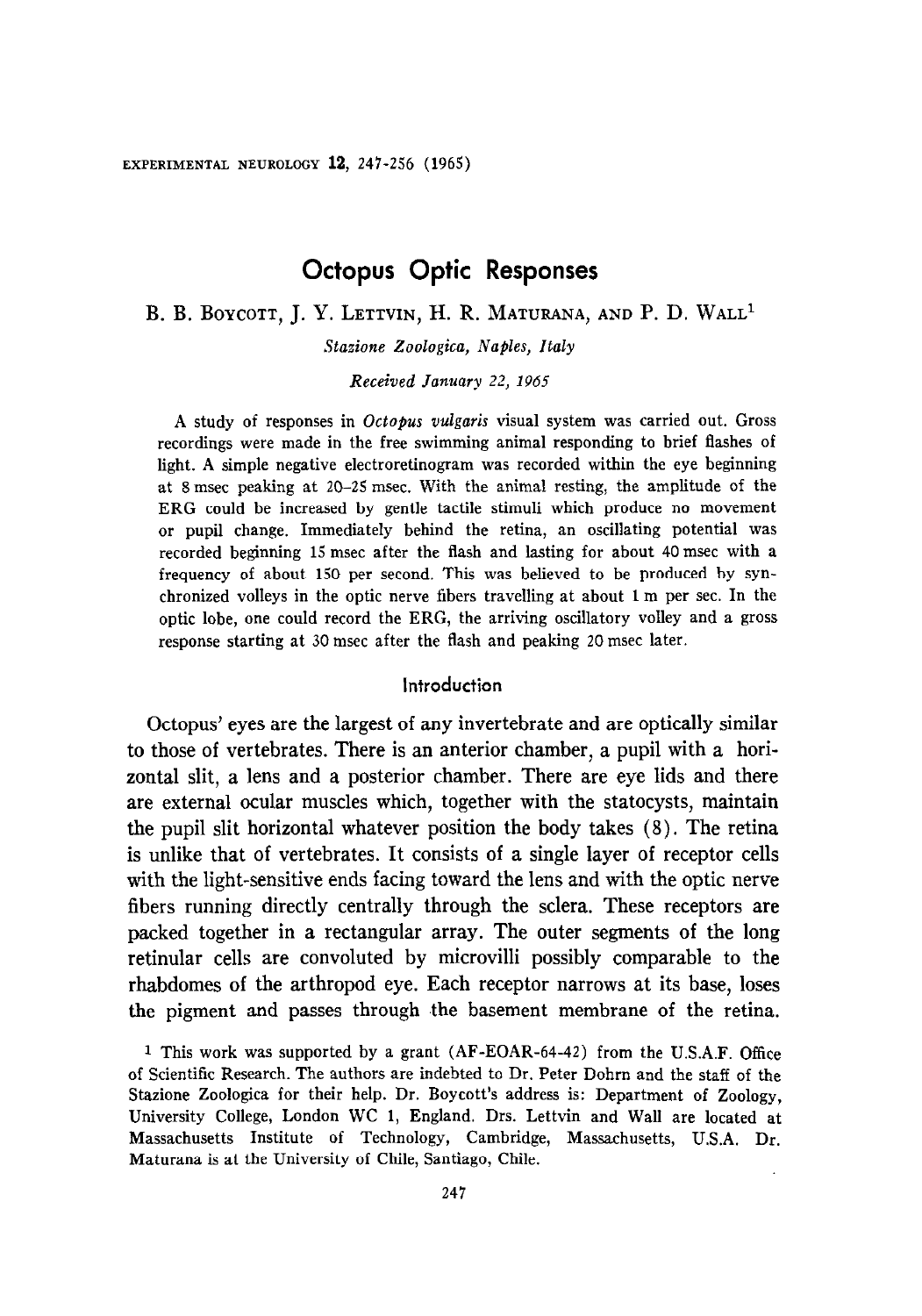# Octopus Optic Responses

B. B. Boycott, J. Y. Lettvin, H. R. Maturana, and P. D. Wall[1]

*Stazione Zoologica, Naples, Italy*

*Received January 22, 1965*

A study of responses in *Octopus vulgaris* visual system was carried out. Gross recordings were made in the free swimming animal responding to brief flashes of light. A simple negative electroretinogram was recorded within the eye beginning at 8 msec peaking at 20–25 msec. With the animal resting, the amplitude of the ERG could be increased by gentle tactile stimuli which produce no movement or pupil change. Immediately behind the retina, an oscillating potential was recorded beginning 15 msec after the flash and lasting for about 40 msec with a frequency of about 150 per second. This was believed to be produced by synchronized volleys in the optic nerve fibers travelling at about 1 m per sec. In the optic lobe, one could record the ERG, the arriving oscillatory volley and a gross response starting at 30 msec after the flash and peaking 20 msec later.

## Introduction

Octopus' eyes are the largest of any invertebrate and are optically similar to those of vertebrates. There is an anterior chamber, a pupil with a horizontal slit, a lens and a posterior chamber. There are eye lids and there are external ocular muscles which, together with the statocysts, maintain the pupil slit horizontal whatever position the body takes (8). The retina is unlike that of vertebrates. It consists of a single layer of receptor cells with the light-sensitive ends facing toward the lens and with the optic nerve fibers running directly centrally through the sclera. These receptors are packed together in a rectangular array. The outer segments of the long retinular cells are convoluted by microvilli possibly comparable to the rhabdomes of the arthropod eye. Each receptor narrows at its base, loses the pigment and passes through the basement membrane of the retina.

[1] This work was supported by a grant (AF-EOAR-64-42) from the U.S.A.F. Office of Scientific Research. The authors are indebted to Dr. Peter Dohrn and the staff of the Stazione Zoologica for their help. Dr. Boycott's address is: Department of Zoology, University College, London WC 1, England. Drs. Lettvin and Wall are located at Massachusetts Institute of Technology, Cambridge, Massachusetts, U.S.A. Dr. Maturana is at the University of Chile, Santiago, Chile.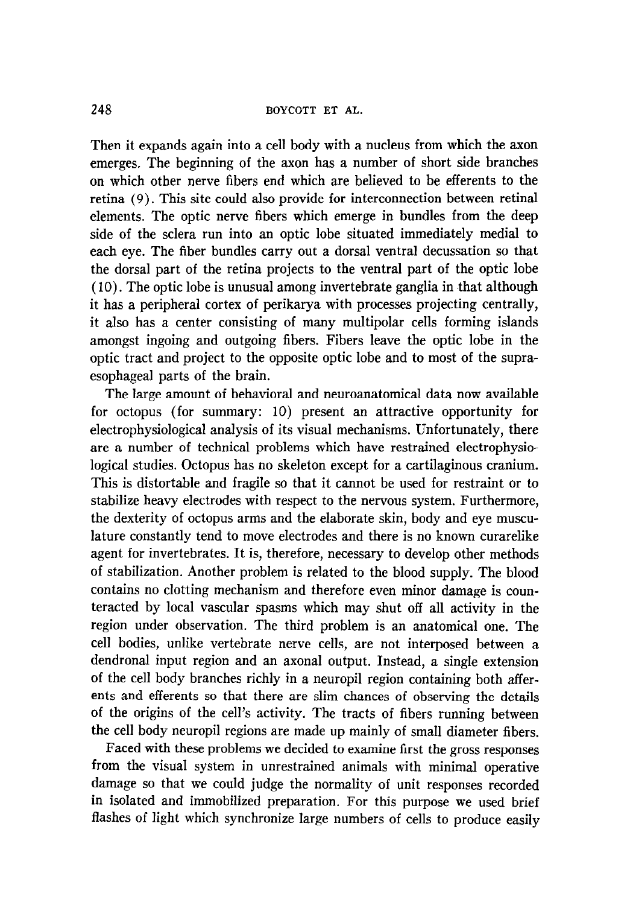Then it expands again into a cell body with a nucleus from which the axon emerges. The beginning of the axon has a number of short side branches on which other nerve fibers end which are believed to be efferents to the retina (9). This site could also provide for interconnection between retinal elements. The optic nerve fibers which emerge in bundles from the deep side of the sclera run into an optic lobe situated immediately medial to each eye. The fiber bundles carry out a dorsal ventral decussation so that the dorsal part of the retina projects to the ventral part of the optic lobe (10). The optic lobe is unusual among invertebrate ganglia in that although it has a peripheral cortex of perikarya with processes projecting centrally, it also has a center consisting of many multipolar cells forming islands amongst ingoing and outgoing fibers. Fibers leave the optic lobe in the optic tract and project to the opposite optic lobe and to most of the supraesophageal parts of the brain.

The large amount of behavioral and neuroanatomical data now available for octopus (for summary: 10) present an attractive opportunity for electrophysiological analysis of its visual mechanisms. Unfortunately, there are a number of technical problems which have restrained electrophysiological studies. Octopus has no skeleton except for a cartilaginous cranium. This is distortable and fragile so that it cannot be used for restraint or to stabilize heavy electrodes with respect to the nervous system. Furthermore, the dexterity of octopus arms and the elaborate skin, body and eye musculature constantly tend to move electrodes and there is no known curarelike agent for invertebrates. It is, therefore, necessary to develop other methods of stabilization. Another problem is related to the blood supply. The blood contains no clotting mechanism and therefore even minor damage is counteracted by local vascular spasms which may shut off all activity in the region under observation. The third problem is an anatomical one. The cell bodies, unlike vertebrate nerve cells, are not interposed between a dendronal input region and an axonal output. Instead, a single extension of the cell body branches richly in a neuropil region containing both afferents and efferents so that there are slim chances of observing the details of the origins of the cell's activity. The tracts of fibers running between the cell body neuropil regions are made up mainly of small diameter fibers.

Faced with these problems we decided to examine first the gross responses from the visual system in unrestrained animals with minimal operative damage so that we could judge the normality of unit responses recorded in isolated and immobilized preparation. For this purpose we used brief flashes of light which synchronize large numbers of cells to produce easily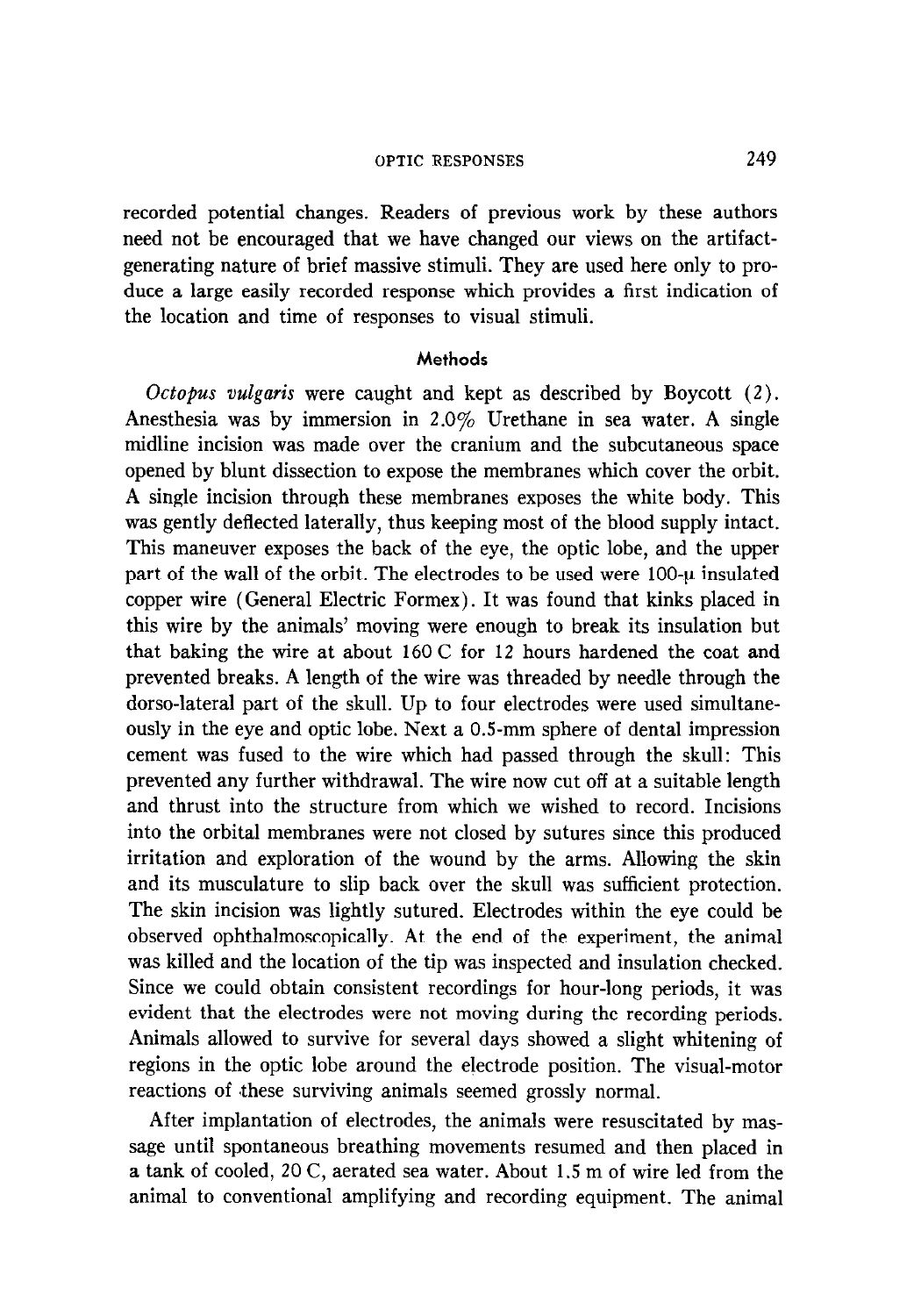recorded potential changes. Readers of previous work by these authors need not be encouraged that we have changed our views on the artifact-generating nature of brief massive stimuli. They are used here only to produce a large easily recorded response which provides a first indication of the location and time of responses to visual stimuli.

## Methods

*Octopus vulgaris* were caught and kept as described by Boycott (2). Anesthesia was by immersion in 2.0% Urethane in sea water. A single midline incision was made over the cranium and the subcutaneous space opened by blunt dissection to expose the membranes which cover the orbit. A single incision through these membranes exposes the white body. This was gently deflected laterally, thus keeping most of the blood supply intact. This maneuver exposes the back of the eye, the optic lobe, and the upper part of the wall of the orbit. The electrodes to be used were 100-$\mu$ insulated copper wire (General Electric Formex). It was found that kinks placed in this wire by the animals' moving were enough to break its insulation but that baking the wire at about 160 C for 12 hours hardened the coat and prevented breaks. A length of the wire was threaded by needle through the dorso-lateral part of the skull. Up to four electrodes were used simultaneously in the eye and optic lobe. Next a 0.5-mm sphere of dental impression cement was fused to the wire which had passed through the skull: This prevented any further withdrawal. The wire now cut off at a suitable length and thrust into the structure from which we wished to record. Incisions into the orbital membranes were not closed by sutures since this produced irritation and exploration of the wound by the arms. Allowing the skin and its musculature to slip back over the skull was sufficient protection. The skin incision was lightly sutured. Electrodes within the eye could be observed ophthalmoscopically. At the end of the experiment, the animal was killed and the location of the tip was inspected and insulation checked. Since we could obtain consistent recordings for hour-long periods, it was evident that the electrodes were not moving during the recording periods. Animals allowed to survive for several days showed a slight whitening of regions in the optic lobe around the electrode position. The visual-motor reactions of these surviving animals seemed grossly normal.

After implantation of electrodes, the animals were resuscitated by massage until spontaneous breathing movements resumed and then placed in a tank of cooled, 20 C, aerated sea water. About 1.5 m of wire led from the animal to conventional amplifying and recording equipment. The animal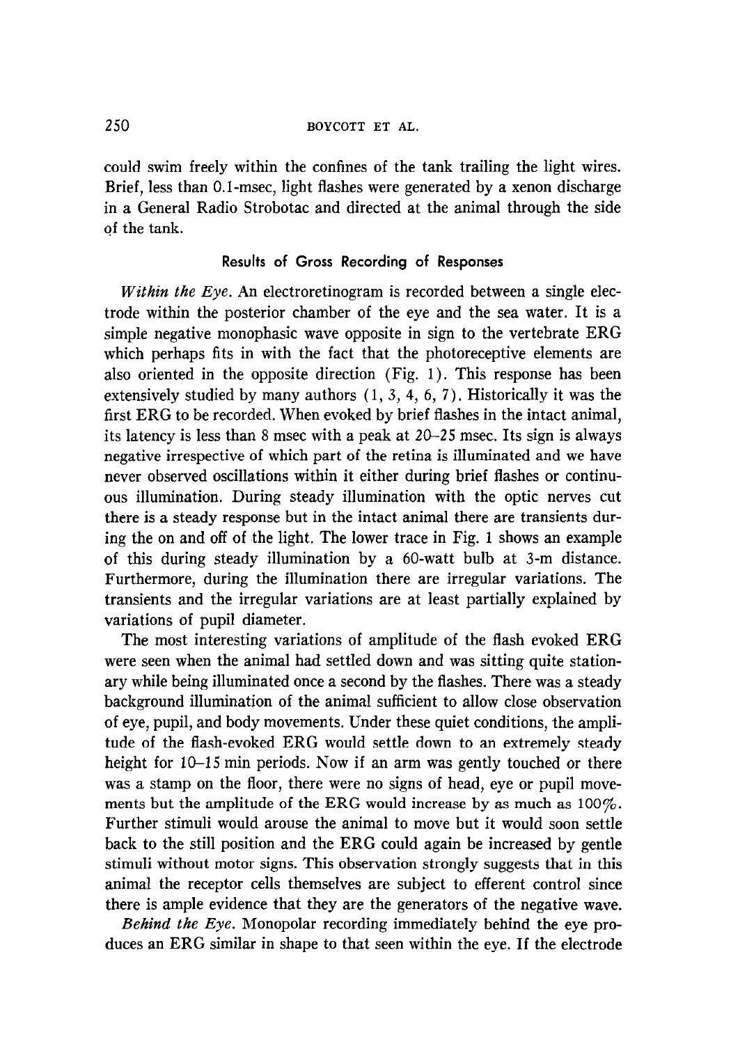could swim freely within the confines of the tank trailing the light wires. Brief, less than 0.1-msec, light flashes were generated by a xenon discharge in a General Radio Strobotac and directed at the animal through the side of the tank.

### Results of Gross Recording of Responses

*Within the Eye.* An electroretinogram is recorded between a single electrode within the posterior chamber of the eye and the sea water. It is a simple negative monophasic wave opposite in sign to the vertebrate ERG which perhaps fits in with the fact that the photoreceptive elements are also oriented in the opposite direction (Fig. 1). This response has been extensively studied by many authors (1, 3, 4, 6, 7). Historically it was the first ERG to be recorded. When evoked by brief flashes in the intact animal, its latency is less than 8 msec with a peak at 20–25 msec. Its sign is always negative irrespective of which part of the retina is illuminated and we have never observed oscillations within it either during brief flashes or continuous illumination. During steady illumination with the optic nerves cut there is a steady response but in the intact animal there are transients during the on and off of the light. The lower trace in Fig. 1 shows an example of this during steady illumination by a 60-watt bulb at 3-m distance. Furthermore, during the illumination there are irregular variations. The transients and the irregular variations are at least partially explained by variations of pupil diameter.

The most interesting variations of amplitude of the flash evoked ERG were seen when the animal had settled down and was sitting quite stationary while being illuminated once a second by the flashes. There was a steady background illumination of the animal sufficient to allow close observation of eye, pupil, and body movements. Under these quiet conditions, the amplitude of the flash-evoked ERG would settle down to an extremely steady height for 10–15 min periods. Now if an arm was gently touched or there was a stamp on the floor, there were no signs of head, eye or pupil movements but the amplitude of the ERG would increase by as much as 100%. Further stimuli would arouse the animal to move but it would soon settle back to the still position and the ERG could again be increased by gentle stimuli without motor signs. This observation strongly suggests that in this animal the receptor cells themselves are subject to efferent control since there is ample evidence that they are the generators of the negative wave.

*Behind the Eye.* Monopolar recording immediately behind the eye produces an ERG similar in shape to that seen within the eye. If the electrode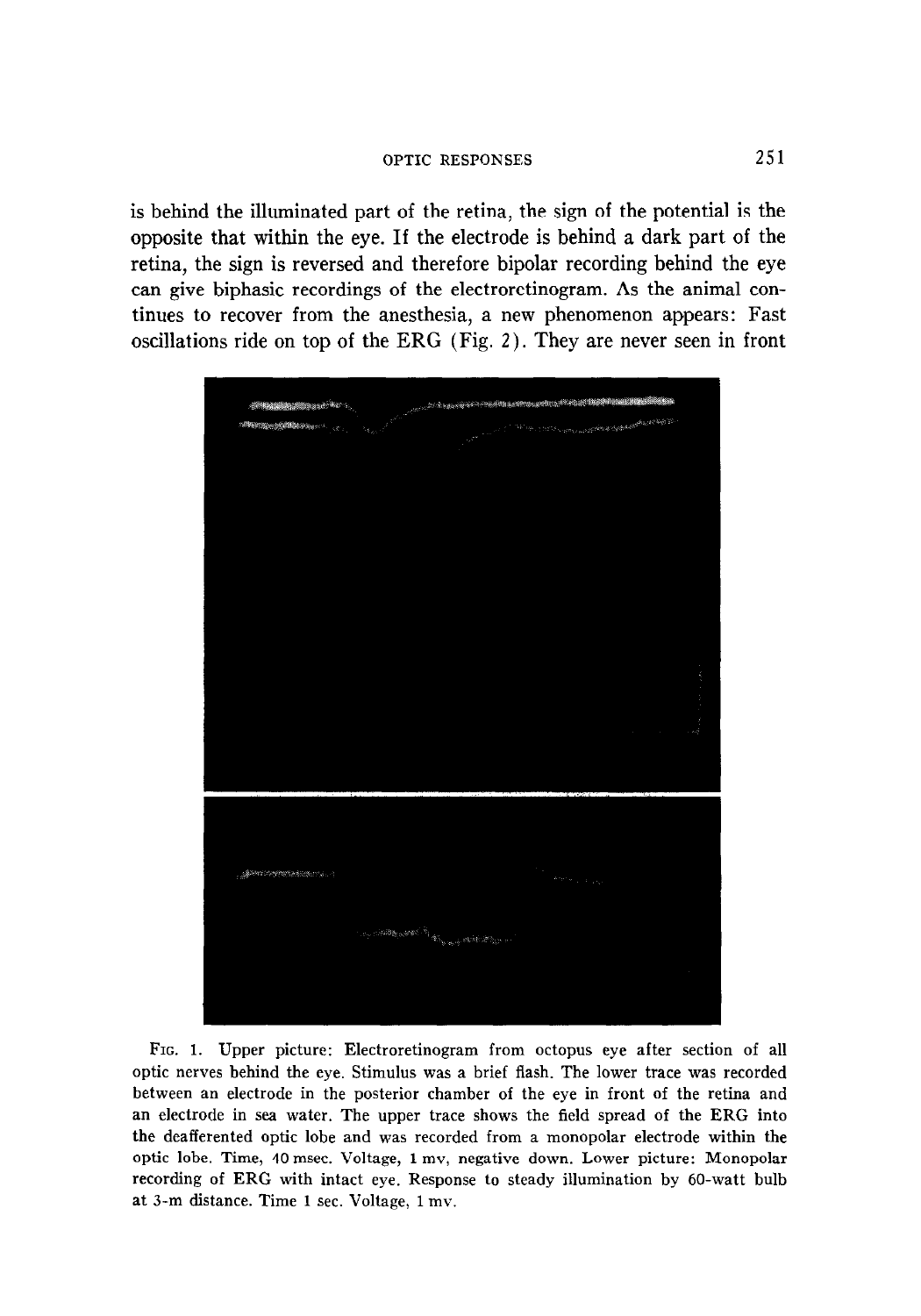is behind the illuminated part of the retina, the sign of the potential is the opposite that within the eye. If the electrode is behind a dark part of the retina, the sign is reversed and therefore bipolar recording behind the eye can give biphasic recordings of the electroretinogram. As the animal continues to recover from the anesthesia, a new phenomenon appears: Fast oscillations ride on top of the ERG (Fig. 2). They are never seen in front

FIG. 1. Upper picture: Electroretinogram from octopus eye after section of all optic nerves behind the eye. Stimulus was a brief flash. The lower trace was recorded between an electrode in the posterior chamber of the eye in front of the retina and an electrode in sea water. The upper trace shows the field spread of the ERG into the deafferented optic lobe and was recorded from a monopolar electrode within the optic lobe. Time, 40 msec. Voltage, 1 mv, negative down. Lower picture: Monopolar recording of ERG with intact eye. Response to steady illumination by 60-watt bulb at 3-m distance. Time 1 sec. Voltage, 1 mv.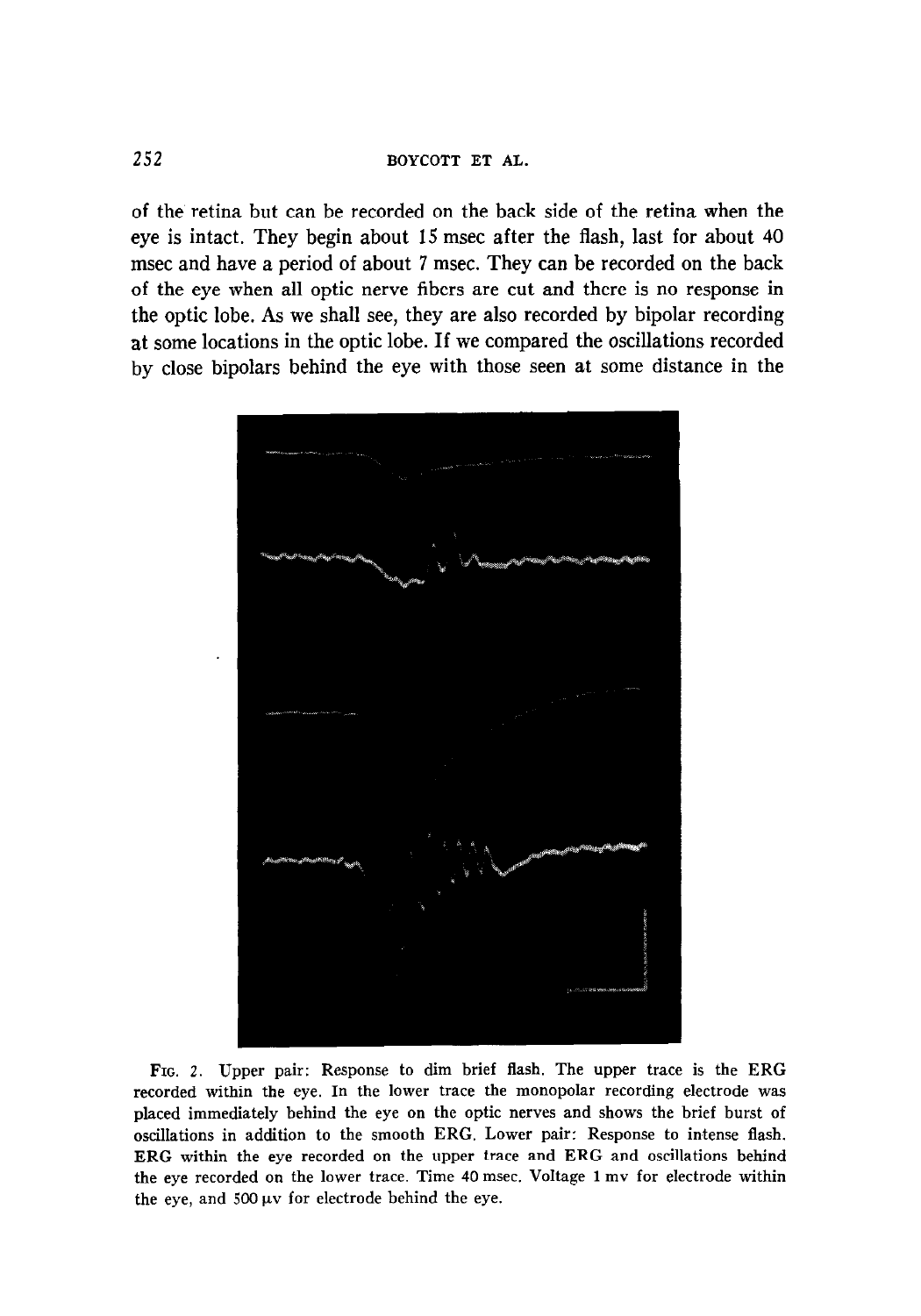of the retina but can be recorded on the back side of the retina when the eye is intact. They begin about 15 msec after the flash, last for about 40 msec and have a period of about 7 msec. They can be recorded on the back of the eye when all optic nerve fibers are cut and there is no response in the optic lobe. As we shall see, they are also recorded by bipolar recording at some locations in the optic lobe. If we compared the oscillations recorded by close bipolars behind the eye with those seen at some distance in the

FIG. 2. Upper pair: Response to dim brief flash. The upper trace is the ERG recorded within the eye. In the lower trace the monopolar recording electrode was placed immediately behind the eye on the optic nerves and shows the brief burst of oscillations in addition to the smooth ERG. Lower pair: Response to intense flash. ERG within the eye recorded on the upper trace and ERG and oscillations behind the eye recorded on the lower trace. Time 40 msec. Voltage 1 mv for electrode within the eye, and 500 μv for electrode behind the eye.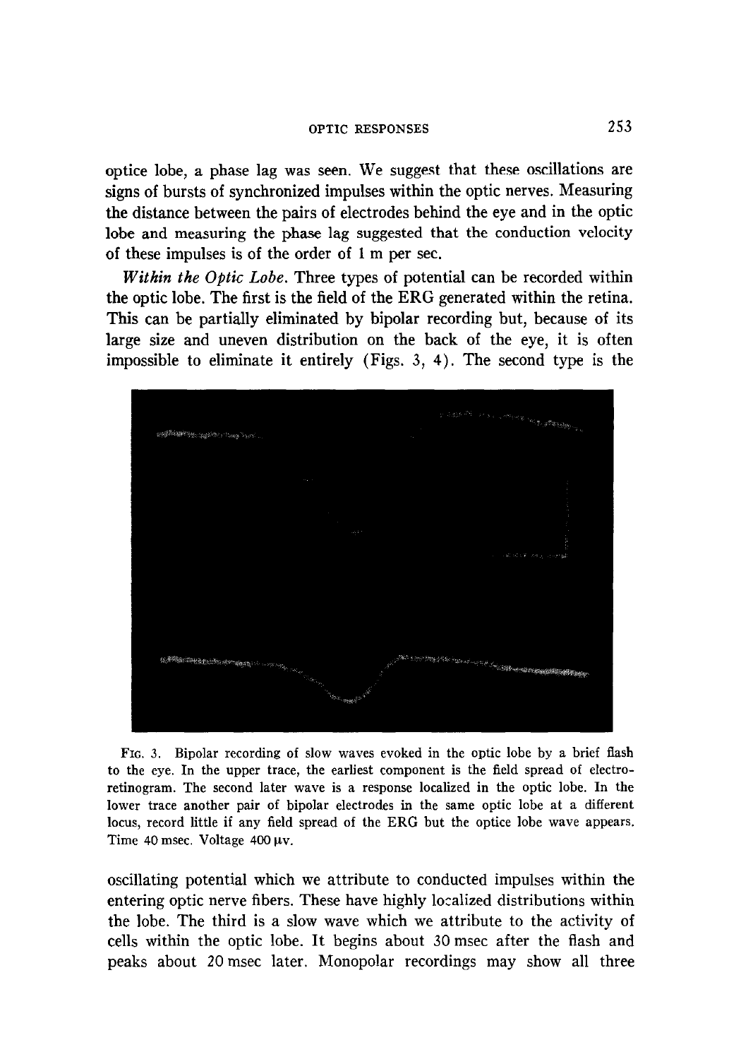optice lobe, a phase lag was seen. We suggest that these oscillations are signs of bursts of synchronized impulses within the optic nerves. Measuring the distance between the pairs of electrodes behind the eye and in the optic lobe and measuring the phase lag suggested that the conduction velocity of these impulses is of the order of 1 m per sec.

*Within the Optic Lobe.* Three types of potential can be recorded within the optic lobe. The first is the field of the ERG generated within the retina. This can be partially eliminated by bipolar recording but, because of its large size and uneven distribution on the back of the eye, it is often impossible to eliminate it entirely (Figs. 3, 4). The second type is the oscillating potential which we attribute to conducted impulses within the entering optic nerve fibers. These have highly localized distributions within the lobe. The third is a slow wave which we attribute to the activity of cells within the optic lobe. It begins about 30 msec after the flash and peaks about 20 msec later. Monopolar recordings may show all three

FIG. 3. Bipolar recording of slow waves evoked in the optic lobe by a brief flash to the eye. In the upper trace, the earliest component is the field spread of electroretinogram. The second later wave is a response localized in the optic lobe. In the lower trace another pair of bipolar electrodes in the same optic lobe at a different locus, record little if any field spread of the ERG but the optice lobe wave appears. Time 40 msec. Voltage 400 μv.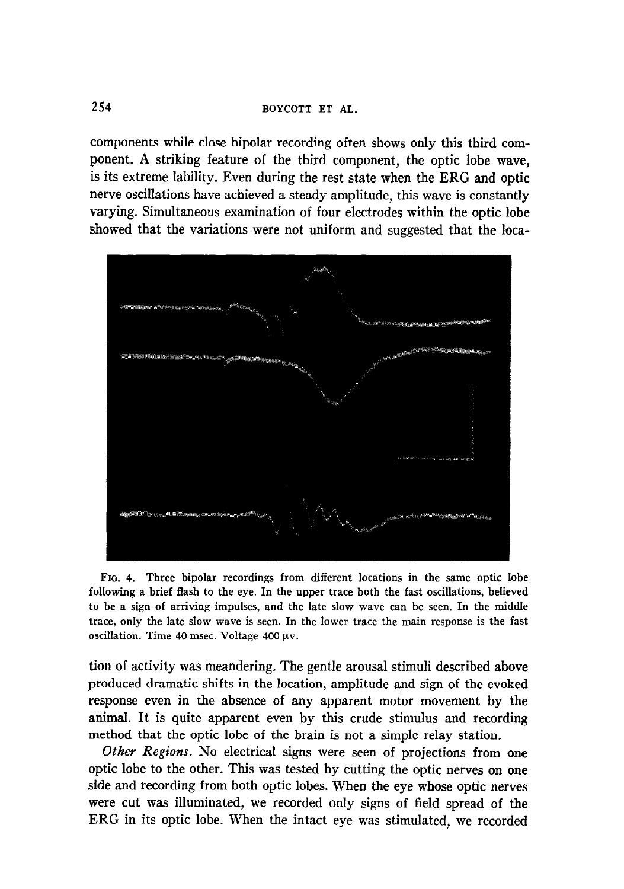components while close bipolar recording often shows only this third component. A striking feature of the third component, the optic lobe wave, is its extreme lability. Even during the rest state when the ERG and optic nerve oscillations have achieved a steady amplitude, this wave is constantly varying. Simultaneous examination of four electrodes within the optic lobe showed that the variations were not uniform and suggested that the location of activity was meandering. The gentle arousal stimuli described above produced dramatic shifts in the location, amplitude and sign of the evoked response even in the absence of any apparent motor movement by the animal. It is quite apparent even by this crude stimulus and recording method that the optic lobe of the brain is not a simple relay station.

FIG. 4. Three bipolar recordings from different locations in the same optic lobe following a brief flash to the eye. In the upper trace both the fast oscillations, believed to be a sign of arriving impulses, and the late slow wave can be seen. In the middle trace, only the late slow wave is seen. In the lower trace the main response is the fast oscillation. Time 40 msec. Voltage 400 μv.

*Other Regions.* No electrical signs were seen of projections from one optic lobe to the other. This was tested by cutting the optic nerves on one side and recording from both optic lobes. When the eye whose optic nerves were cut was illuminated, we recorded only signs of field spread of the ERG in its optic lobe. When the intact eye was stimulated, we recorded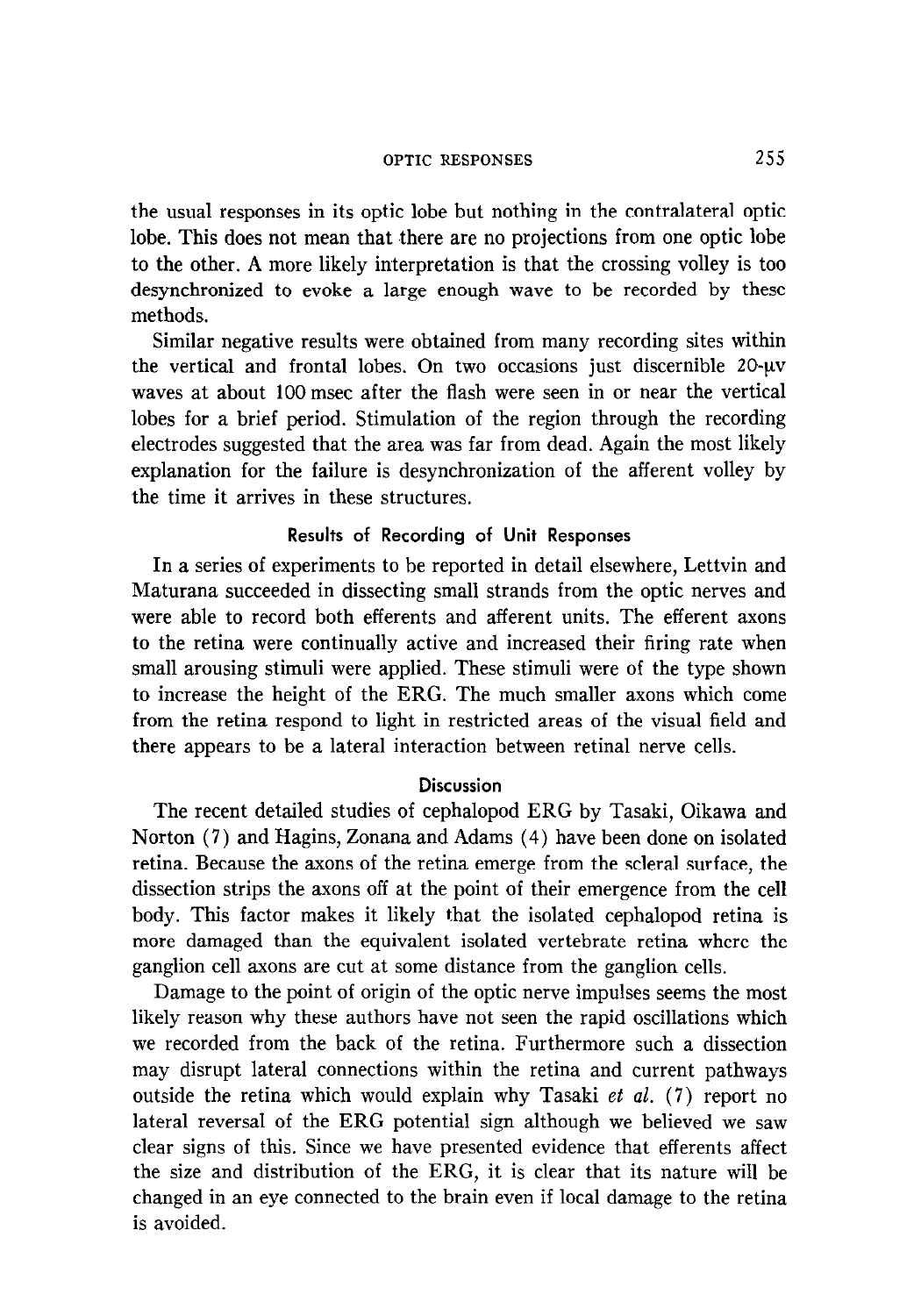the usual responses in its optic lobe but nothing in the contralateral optic lobe. This does not mean that there are no projections from one optic lobe to the other. A more likely interpretation is that the crossing volley is too desynchronized to evoke a large enough wave to be recorded by these methods.

Similar negative results were obtained from many recording sites within the vertical and frontal lobes. On two occasions just discernible 20-$\mu$v waves at about 100 msec after the flash were seen in or near the vertical lobes for a brief period. Stimulation of the region through the recording electrodes suggested that the area was far from dead. Again the most likely explanation for the failure is desynchronization of the afferent volley by the time it arrives in these structures.

### Results of Recording of Unit Responses

In a series of experiments to be reported in detail elsewhere, Lettvin and Maturana succeeded in dissecting small strands from the optic nerves and were able to record both efferents and afferent units. The efferent axons to the retina were continually active and increased their firing rate when small arousing stimuli were applied. These stimuli were of the type shown to increase the height of the ERG. The much smaller axons which come from the retina respond to light in restricted areas of the visual field and there appears to be a lateral interaction between retinal nerve cells.

### Discussion

The recent detailed studies of cephalopod ERG by Tasaki, Oikawa and Norton (7) and Hagins, Zonana and Adams (4) have been done on isolated retina. Because the axons of the retina emerge from the scleral surface, the dissection strips the axons off at the point of their emergence from the cell body. This factor makes it likely that the isolated cephalopod retina is more damaged than the equivalent isolated vertebrate retina where the ganglion cell axons are cut at some distance from the ganglion cells.

Damage to the point of origin of the optic nerve impulses seems the most likely reason why these authors have not seen the rapid oscillations which we recorded from the back of the retina. Furthermore such a dissection may disrupt lateral connections within the retina and current pathways outside the retina which would explain why Tasaki *et al.* (7) report no lateral reversal of the ERG potential sign although we believed we saw clear signs of this. Since we have presented evidence that efferents affect the size and distribution of the ERG, it is clear that its nature will be changed in an eye connected to the brain even if local damage to the retina is avoided.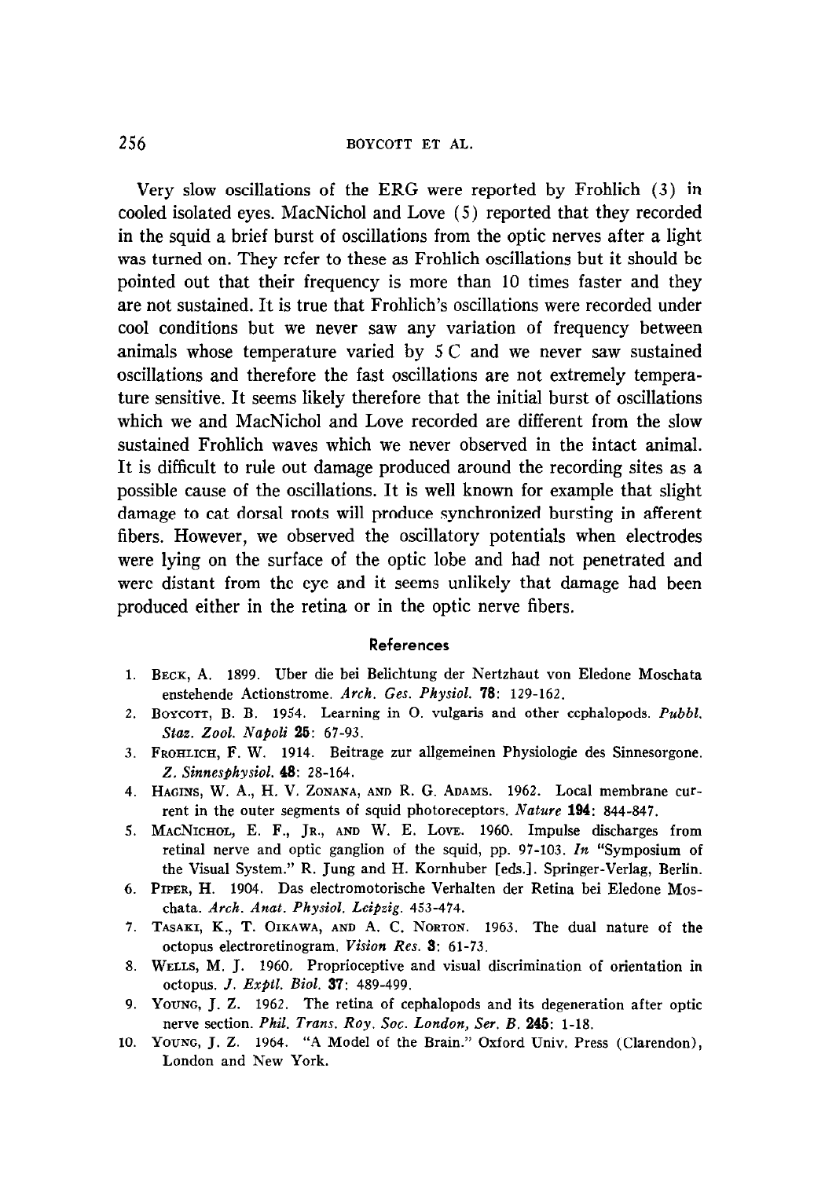Very slow oscillations of the ERG were reported by Frohlich (3) in cooled isolated eyes. MacNichol and Love (5) reported that they recorded in the squid a brief burst of oscillations from the optic nerves after a light was turned on. They refer to these as Frohlich oscillations but it should be pointed out that their frequency is more than 10 times faster and they are not sustained. It is true that Frohlich's oscillations were recorded under cool conditions but we never saw any variation of frequency between animals whose temperature varied by 5 C and we never saw sustained oscillations and therefore the fast oscillations are not extremely temperature sensitive. It seems likely therefore that the initial burst of oscillations which we and MacNichol and Love recorded are different from the slow sustained Frohlich waves which we never observed in the intact animal. It is difficult to rule out damage produced around the recording sites as a possible cause of the oscillations. It is well known for example that slight damage to cat dorsal roots will produce synchronized bursting in afferent fibers. However, we observed the oscillatory potentials when electrodes were lying on the surface of the optic lobe and had not penetrated and were distant from the eye and it seems unlikely that damage had been produced either in the retina or in the optic nerve fibers.

## References

1. Beck, A. 1899. Uber die bei Belichtung der Nertzhaut von Eledone Moschata enstehende Actionstrome. *Arch. Ges. Physiol.* **78**: 129-162.
2. Boycott, B. B. 1954. Learning in O. vulgaris and other cephalopods. *Pubbl. Staz. Zool. Napoli* **25**: 67-93.
3. Frohlich, F. W. 1914. Beitrage zur allgemeinen Physiologie des Sinnesorgone. *Z. Sinnesphysiol.* **48**: 28-164.
4. Hagins, W. A., H. V. Zonana, and R. G. Adams. 1962. Local membrane current in the outer segments of squid photoreceptors. *Nature* **194**: 844-847.
5. MacNichol, E. F., Jr., and W. E. Love. 1960. Impulse discharges from retinal nerve and optic ganglion of the squid, pp. 97-103. *In* "Symposium of the Visual System." R. Jung and H. Kornhuber [eds.]. Springer-Verlag, Berlin.
6. Piper, H. 1904. Das electromotorische Verhalten der Retina bei Eledone Moschata. *Arch. Anat. Physiol. Leipzig.* 453-474.
7. Tasaki, K., T. Oikawa, and A. C. Norton. 1963. The dual nature of the octopus electroretinogram. *Vision Res.* **3**: 61-73.
8. Wells, M. J. 1960. Proprioceptive and visual discrimination of orientation in octopus. *J. Exptl. Biol.* **37**: 489-499.
9. Young, J. Z. 1962. The retina of cephalopods and its degeneration after optic nerve section. *Phil. Trans. Roy. Soc. London, Ser. B.* **245**: 1-18.
10. Young, J. Z. 1964. "A Model of the Brain." Oxford Univ. Press (Clarendon), London and New York.